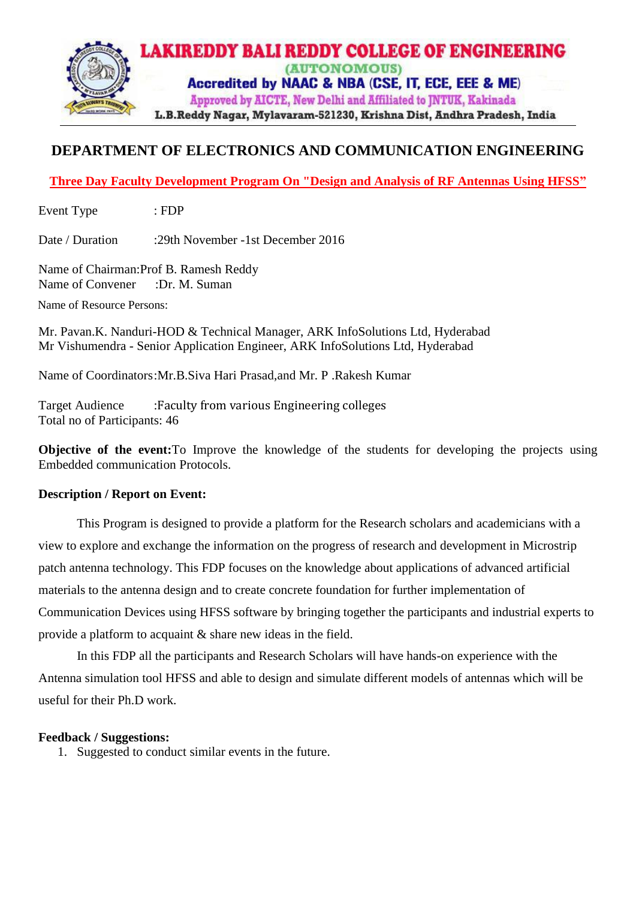# LAKIREDDY BALI REDDY COLLEGE OF ENGINEERING

(AUTONOMOUS)

Accredited by NAAC & NBA (CSE, IT, ECE, EEE & ME)

Approved by AICTE, New Delhi and Affiliated to JNTUK, Kakinada

L.B.Reddy Nagar, Mylavaram-521230, Krishna Dist, Andhra Pradesh, India

## DEPARTMENT OF ELECTRONICS AND COMMUNICATION ENGINEERING

**Three Day Faculty Development Program On "Design and Analysis of RF Antennas Using HFSS"**

Event Type : FDP

Date / Duration :29th November -1st December 2016

Name of Chairman:Prof B. Ramesh Reddy
Name of Convener :Dr. M. Suman

Name of Resource Persons:

Mr. Pavan.K. Nanduri-HOD & Technical Manager, ARK InfoSolutions Ltd, Hyderabad
Mr Vishumendra - Senior Application Engineer, ARK InfoSolutions Ltd, Hyderabad

Name of Coordinators:Mr.B.Siva Hari Prasad,and Mr. P .Rakesh Kumar

Target Audience :Faculty from various Engineering colleges
Total no of Participants: 46

**Objective of the event:**To Improve the knowledge of the students for developing the projects using Embedded communication Protocols.

**Description / Report on Event:**

This Program is designed to provide a platform for the Research scholars and academicians with a view to explore and exchange the information on the progress of research and development in Microstrip patch antenna technology. This FDP focuses on the knowledge about applications of advanced artificial materials to the antenna design and to create concrete foundation for further implementation of Communication Devices using HFSS software by bringing together the participants and industrial experts to provide a platform to acquaint & share new ideas in the field.

In this FDP all the participants and Research Scholars will have hands-on experience with the Antenna simulation tool HFSS and able to design and simulate different models of antennas which will be useful for their Ph.D work.

**Feedback / Suggestions:**

1. Suggested to conduct similar events in the future.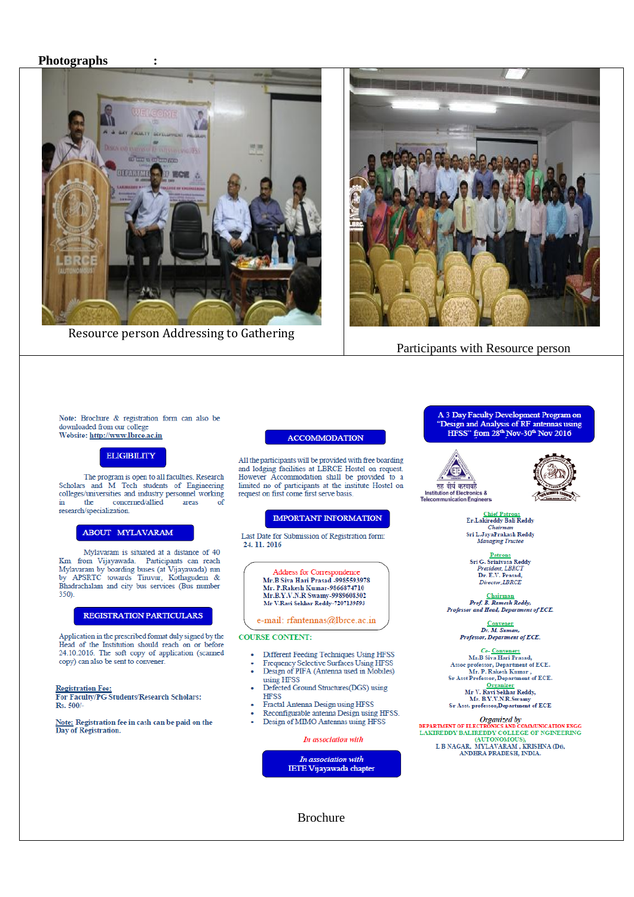**Photographs :**

Resource person Addressing to Gathering

Participants with Resource person

Note: Brochure & registration form can also be downloaded from our college Website: http://www.lbrce.ac.in

**ELIGIBILITY**

The program is open to all faculties, Research Scholars and M Tech students of Engineering colleges/universities and industry personnel working in the concerned/allied areas of research/specialization.

**ABOUT MYLAVARAM**

Mylavaram is situated at a distance of 40 Km from Vijayawada. Participants can reach Mylavaram by boarding buses (at Vijayawada) run by APSRTC towards Tiruvur, Kothagudem & Bhadrachalam and city bus services (Bus number 350).

**REGISTRATION PARTICULARS**

Application in the prescribed format duly signed by the Head of the Institution should reach on or before 24.10.2016. The soft copy of application (scanned copy) can also be sent to convener.

**Registration Fee:**
**For Faculty/PG Students/Research Scholars:**
**Rs. 500/-**

**Note: Registration fee in cash can be paid on the Day of Registration.**

**ACCOMMODATION**

All the participants will be provided with free boarding and lodging facilities at LBRCE Hostel on request. However Accommodation shall be provided to a limited no of participants at the institute Hostel on request on first come first serve basis.

**IMPORTANT INFORMATION**

Last Date for Submission of Registration form: 24. 11. 2016

Address for Correspondence
Mr.B Siva Hari Prasad -9985593978
Mr. P.Rakesh Kumar-9866874710
Mr.B.Y.V.N.R Swamy-9989608502
Mr V.Ravi Sekhar Reddy-7207139593

e-mail: rfantennas@lbrce.ac.in

**COURSE CONTENT:**

- Different Feeding Techniques Using HFSS
- Frequency Selective Surfaces Using HFSS
- Design of PIFA (Antenna used in Mobiles) using HFSS
- Defected Ground Structures(DGS) using HFSS
- Fractal Antenna Design using HFSS
- Reconfigurable antenna Design using HFSS.
- Design of MIMO Antennas using HFSS

*In association with*

*In association with*
IETE Vijayawada chapter

**A 3 Day Faculty Development Program on "Design and Analysis of RF antennas using HFSS" from 28th Nov-30th Nov 2016**

Institution of Electronics & Telecommunication Engineers

**Chief Patrons**
Er.Lakireddy Bali Reddy
*Chairman*
Sri L.JayaPrakash Reddy
*Managing Trustee*

**Patrons**
Sri G. Srinivasa Reddy
*President, LBRCT*
Dr. E.V. Prasad,
*Director,LBRCE*

**Chairman**
*Prof. B. Ramesh Reddy,*
*Professor and Head, Department of ECE.*

**Convener**
*Dr. M. Suman,*
*Professor, Department of ECE.*

**Co- Conveners**
Mr.B Siva Hari Prasad,
Assoc professor, Department of ECE.
Mr. P. Rakesh Kumar ,
Sr Asst Professor, Department of ECE.

**Organizer**
Mr V. Ravi Sekhar Reddy,
Mr. B.Y.V.N.R.Swamy
Sr Asst. professor,Department of ECE

*Organized by*
DEPARTMENT OF ELECTRONICS AND COMMUNICATION ENGG
LAKIREDDY BALIREDDY COLLEGE OF NGINEERING
(AUTONOMOUS),
L B NAGAR, MYLAVARAM , KRISHNA (Dt),
ANDHRA PRADESH, INDIA.

Brochure